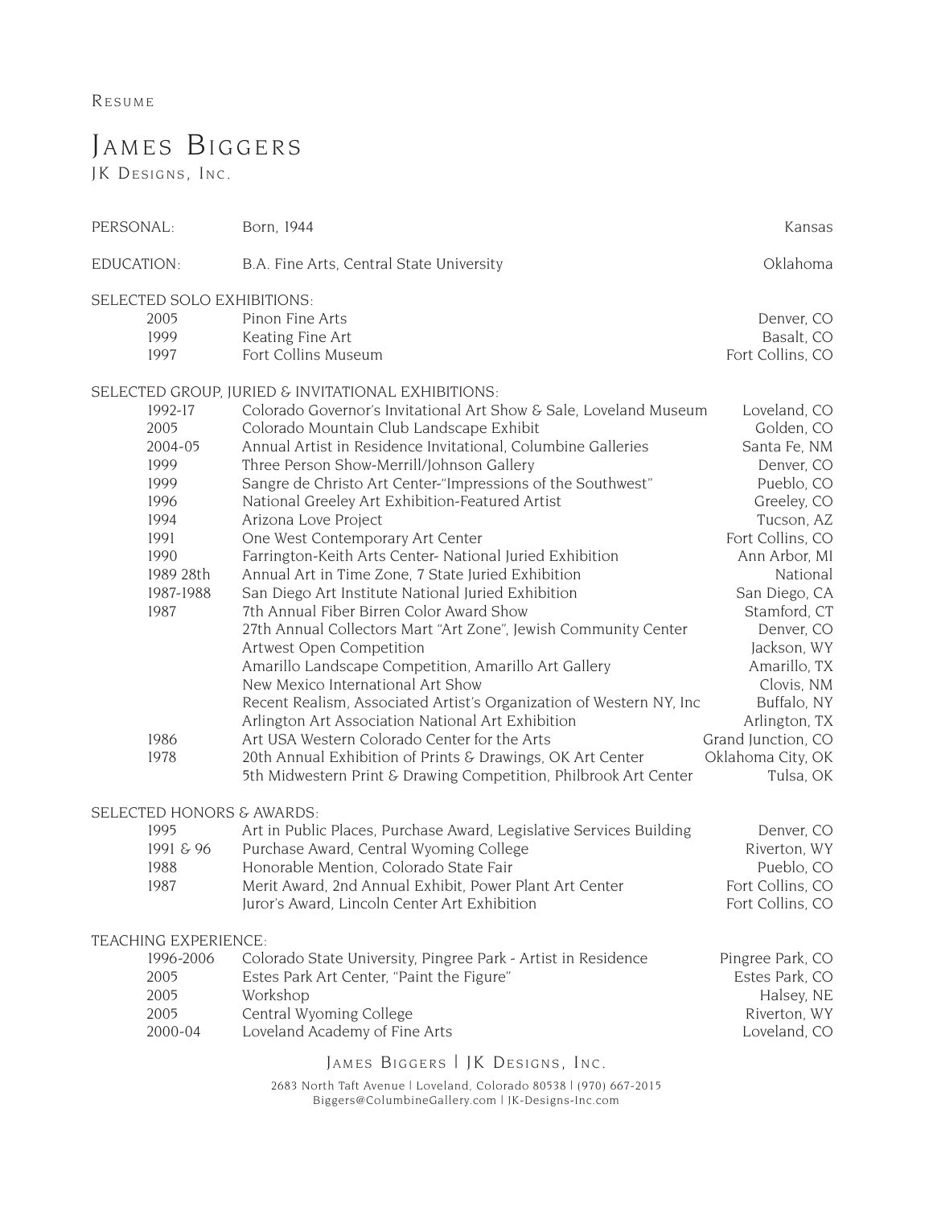Resume

# James Biggers

JK Designs, Inc.

| | | |
|---|---|---|
| PERSONAL: | Born, 1944 | Kansas |
| EDUCATION: | B.A. Fine Arts, Central State University | Oklahoma |

## SELECTED SOLO EXHIBITIONS:

| | | |
|---|---|---|
| 2005 | Pinon Fine Arts | Denver, CO |
| 1999 | Keating Fine Art | Basalt, CO |
| 1997 | Fort Collins Museum | Fort Collins, CO |

## SELECTED GROUP, JURIED & INVITATIONAL EXHIBITIONS:

| | | |
|---|---|---|
| 1992-17 | Colorado Governor's Invitational Art Show & Sale, Loveland Museum | Loveland, CO |
| 2005 | Colorado Mountain Club Landscape Exhibit | Golden, CO |
| 2004-05 | Annual Artist in Residence Invitational, Columbine Galleries | Santa Fe, NM |
| 1999 | Three Person Show-Merrill/Johnson Gallery | Denver, CO |
| 1999 | Sangre de Christo Art Center-"Impressions of the Southwest" | Pueblo, CO |
| 1996 | National Greeley Art Exhibition-Featured Artist | Greeley, CO |
| 1994 | Arizona Love Project | Tucson, AZ |
| 1991 | One West Contemporary Art Center | Fort Collins, CO |
| 1990 | Farrington-Keith Arts Center- National Juried Exhibition | Ann Arbor, MI |
| 1989 28th | Annual Art in Time Zone, 7 State Juried Exhibition | National |
| 1987-1988 | San Diego Art Institute National Juried Exhibition | San Diego, CA |
| 1987 | 7th Annual Fiber Birren Color Award Show | Stamford, CT |
| | 27th Annual Collectors Mart "Art Zone", Jewish Community Center | Denver, CO |
| | Artwest Open Competition | Jackson, WY |
| | Amarillo Landscape Competition, Amarillo Art Gallery | Amarillo, TX |
| | New Mexico International Art Show | Clovis, NM |
| | Recent Realism, Associated Artist's Organization of Western NY, Inc | Buffalo, NY |
| | Arlington Art Association National Art Exhibition | Arlington, TX |
| 1986 | Art USA Western Colorado Center for the Arts | Grand Junction, CO |
| 1978 | 20th Annual Exhibition of Prints & Drawings, OK Art Center | Oklahoma City, OK |
| | 5th Midwestern Print & Drawing Competition, Philbrook Art Center | Tulsa, OK |

## SELECTED HONORS & AWARDS:

| | | |
|---|---|---|
| 1995 | Art in Public Places, Purchase Award, Legislative Services Building | Denver, CO |
| 1991 & 96 | Purchase Award, Central Wyoming College | Riverton, WY |
| 1988 | Honorable Mention, Colorado State Fair | Pueblo, CO |
| 1987 | Merit Award, 2nd Annual Exhibit, Power Plant Art Center | Fort Collins, CO |
| | Juror's Award, Lincoln Center Art Exhibition | Fort Collins, CO |

## TEACHING EXPERIENCE:

| | | |
|---|---|---|
| 1996-2006 | Colorado State University, Pingree Park - Artist in Residence | Pingree Park, CO |
| 2005 | Estes Park Art Center, "Paint the Figure" | Estes Park, CO |
| 2005 | Workshop | Halsey, NE |
| 2005 | Central Wyoming College | Riverton, WY |
| 2000-04 | Loveland Academy of Fine Arts | Loveland, CO |

James Biggers | JK Designs, Inc.

2683 North Taft Avenue | Loveland, Colorado 80538 | (970) 667-2015
Biggers@ColumbineGallery.com | JK-Designs-Inc.com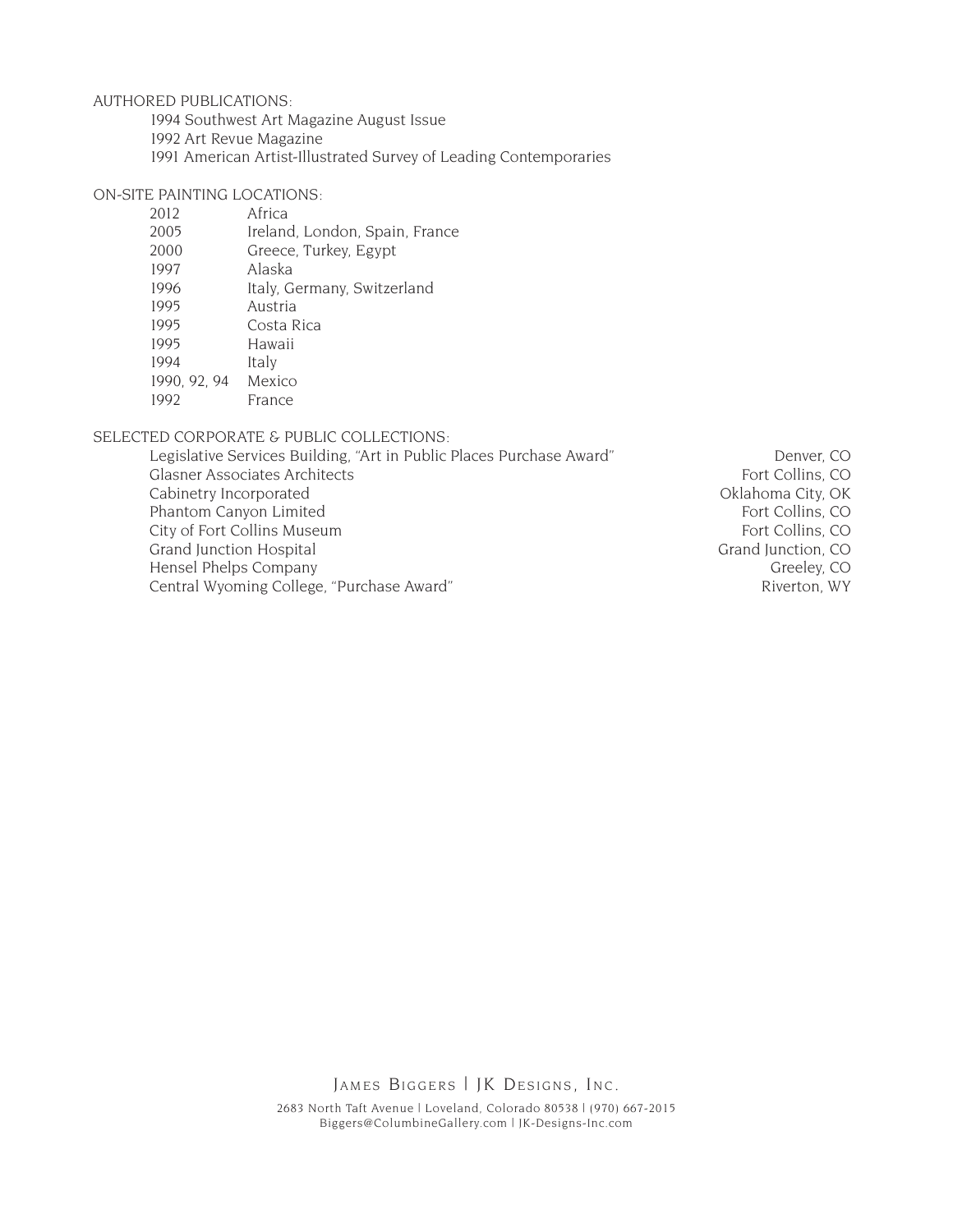## AUTHORED PUBLICATIONS:

1994 Southwest Art Magazine August Issue
1992 Art Revue Magazine
1991 American Artist-Illustrated Survey of Leading Contemporaries

## ON-SITE PAINTING LOCATIONS:

| | |
|---|---|
| 2012 | Africa |
| 2005 | Ireland, London, Spain, France |
| 2000 | Greece, Turkey, Egypt |
| 1997 | Alaska |
| 1996 | Italy, Germany, Switzerland |
| 1995 | Austria |
| 1995 | Costa Rica |
| 1995 | Hawaii |
| 1994 | Italy |
| 1990, 92, 94 | Mexico |
| 1992 | France |

## SELECTED CORPORATE & PUBLIC COLLECTIONS:

| | |
|---|---|
| Legislative Services Building, "Art in Public Places Purchase Award" | Denver, CO |
| Glasner Associates Architects | Fort Collins, CO |
| Cabinetry Incorporated | Oklahoma City, OK |
| Phantom Canyon Limited | Fort Collins, CO |
| City of Fort Collins Museum | Fort Collins, CO |
| Grand Junction Hospital | Grand Junction, CO |
| Hensel Phelps Company | Greeley, CO |
| Central Wyoming College, "Purchase Award" | Riverton, WY |

James Biggers | JK Designs, Inc.

2683 North Taft Avenue | Loveland, Colorado 80538 | (970) 667-2015
Biggers@ColumbineGallery.com | JK-Designs-Inc.com